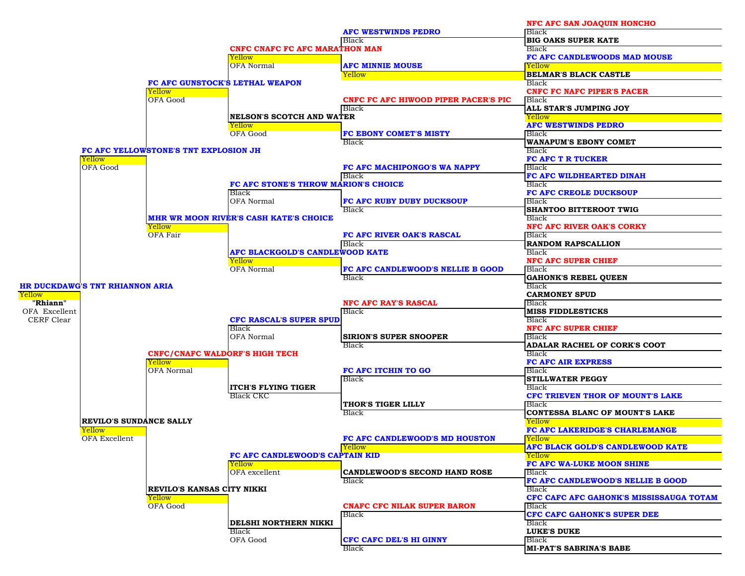# HR DUCKDAWG'S TNT RHIANNON ARIA

Yellow
**"Rhiann"**
OFA Excellent
CERF Clear

## Sire: FC AFC YELLOWSTONE'S TNT EXPLOSION JH
Yellow
OFA Good

- **FC AFC GUNSTOCK'S LETHAL WEAPON** — Yellow, OFA Good
  - **CNFC CNAFC FC AFC MARATHON MAN** — Yellow, OFA Normal
    - **AFC WESTWINDS PEDRO** — Black
      - NFC AFC SAN JOAQUIN HONCHO — Black
      - BIG OAKS SUPER KATE — Black
    - **AFC MINNIE MOUSE** — Yellow
      - FC AFC CANDLEWOODS MAD MOUSE — Yellow
      - BELMAR'S BLACK CASTLE — Black
  - **NELSON'S SCOTCH AND WATER** — Yellow, OFA Good
    - **CNFC FC AFC HIWOOD PIPER PACER'S PIC** — Black
      - CNFC FC NAFC PIPER'S PACER — Black
      - ALL STAR'S JUMPING JOY — Yellow
    - **FC EBONY COMET'S MISTY** — Black
      - AFC WESTWINDS PEDRO — Black
      - WANAPUM'S EBONY COMET — Black
- **MHR WR MOON RIVER'S CASH KATE'S CHOICE** — Yellow, OFA Fair
  - **FC AFC STONE'S THROW MARION'S CHOICE** — Black, OFA Normal
    - **FC AFC MACHIPONGO'S WA NAPPY** — Black
      - FC AFC T R TUCKER — Black
      - FC AFC WILDHEARTED DINAH — Black
    - **FC AFC RUBY DUBY DUCKSOUP** — Black
      - FC AFC CREOLE DUCKSOUP — Black
      - SHANTOO BITTEROOT TWIG — Black
  - **AFC BLACKGOLD'S CANDLEWOOD KATE** — Yellow, OFA Normal
    - **FC AFC RIVER OAK'S RASCAL** — Black
      - NFC AFC RIVER OAK'S CORKY — Black
      - RANDOM RAPSCALLION — Black
    - **FC AFC CANDLEWOOD'S NELLIE B GOOD** — Black
      - NFC AFC SUPER CHIEF — Black
      - GAHONK'S REBEL QUEEN — Black

## Dam: REVILO'S SUNDANCE SALLY
Yellow
OFA Excellent

- **CNFC/CNAFC WALDORF'S HIGH TECH** — Yellow, OFA Normal
  - **CFC RASCAL'S SUPER SPUD** — Black, OFA Normal
    - **NFC AFC RAY'S RASCAL** — Black
      - CARMONEY SPUD — Black
      - MISS FIDDLESTICKS — Black
    - **SIRION'S SUPER SNOOPER** — Black
      - NFC AFC SUPER CHIEF — Black
      - ADALAR RACHEL OF CORK'S COOT — Black
  - **ITCH'S FLYING TIGER** — Black CKC
    - **FC AFC ITCHIN TO GO** — Black
      - FC AFC AIR EXPRESS — Black
      - STILLWATER PEGGY — Black
    - **THOR'S TIGER LILLY** — Black
      - CFC TRIEVEN THOR OF MOUNT'S LAKE — Black
      - CONTESSA BLANC OF MOUNT'S LAKE — Yellow
- **REVILO'S KANSAS CITY NIKKI** — Yellow, OFA Good
  - **FC AFC CANDLEWOOD'S CAPTAIN KID** — Yellow, OFA excellent
    - **FC AFC CANDLEWOOD'S MD HOUSTON** — Yellow
      - FC AFC LAKERIDGE'S CHARLEMANGE — Yellow
      - AFC BLACK GOLD'S CANDLEWOOD KATE — Yellow
    - **CANDLEWOOD'S SECOND HAND ROSE** — Black
      - FC AFC WA-LUKE MOON SHINE — Black
      - FC AFC CANDLEWOOD'S NELLIE B GOOD — Black
  - **DELSHI NORTHERN NIKKI** — Black, OFA Good
    - **CNAFC CFC NILAK SUPER BARON** — Black
      - CFC CAFC AFC GAHONK'S MISSISSAUGA TOTAM — Black
      - CFC CAFC GAHONK'S SUPER DEE — Black
    - **CFC CAFC DEL'S HI GINNY** — Black
      - LUKE'S DUKE — Black
      - MI-PAT'S SABRINA'S BABE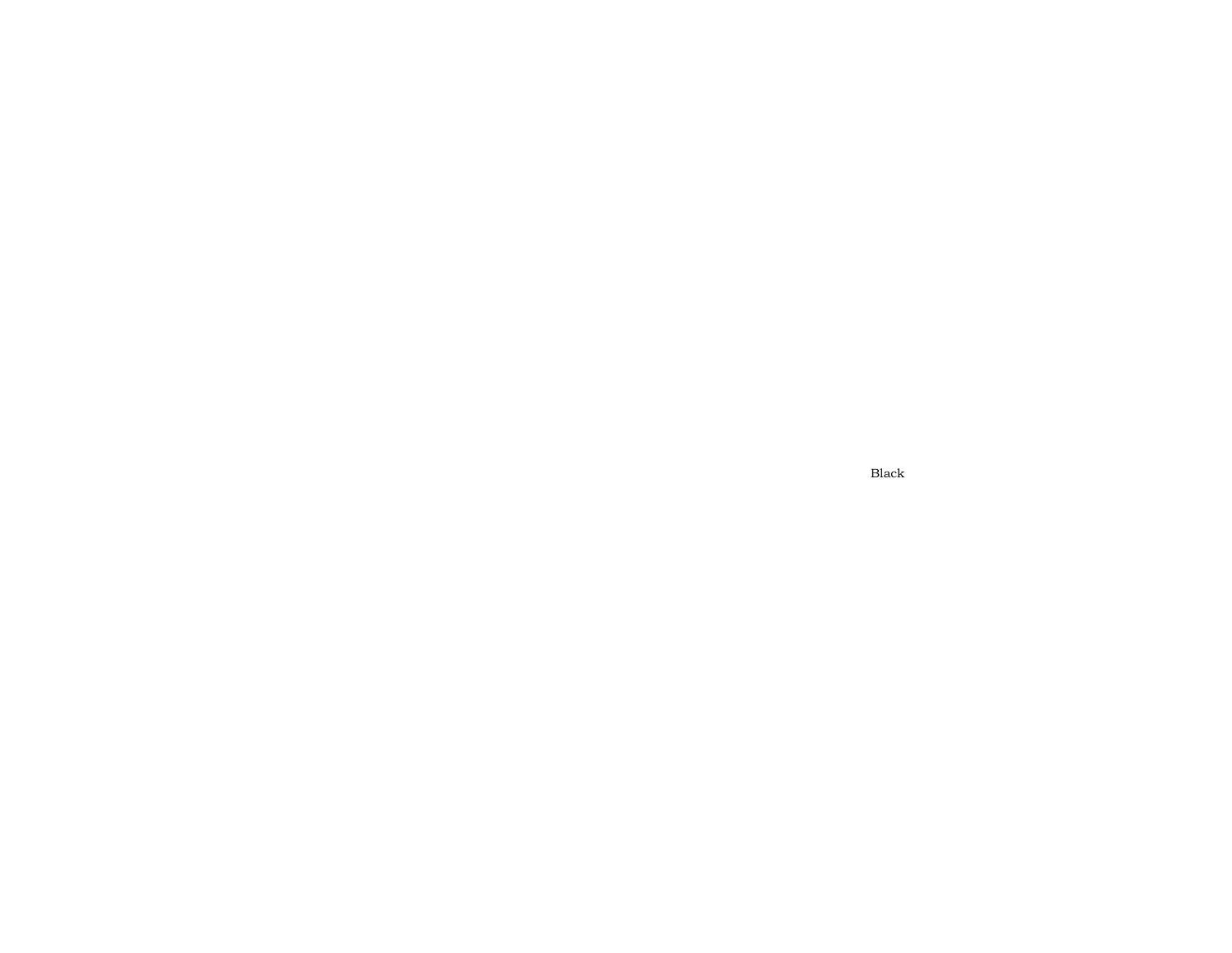Black